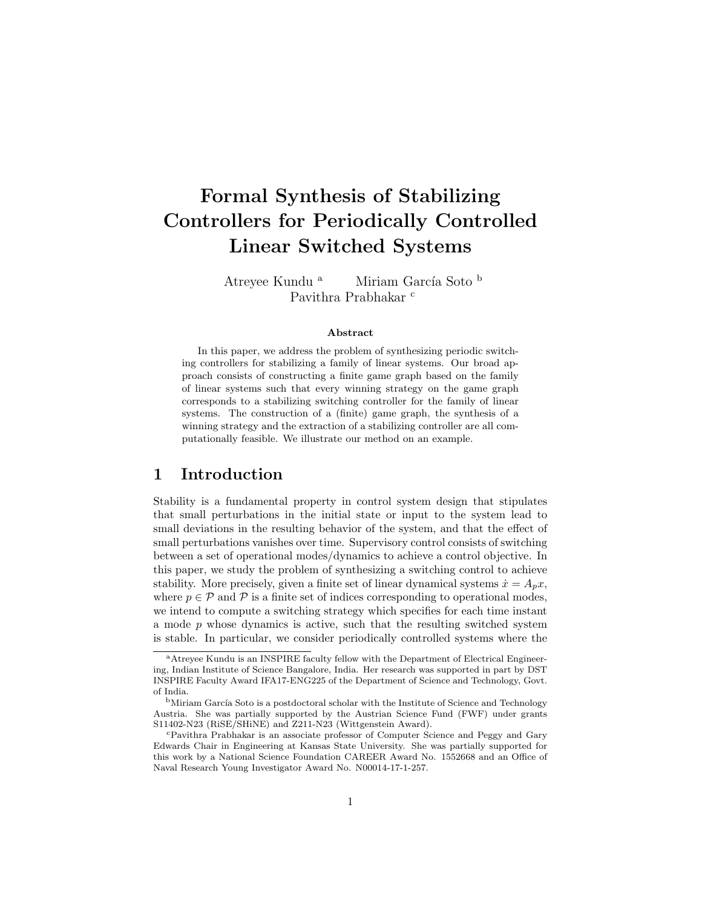# Formal Synthesis of Stabilizing Controllers for Periodically Controlled Linear Switched Systems

Atreyee Kundu [a] Miriam García Soto [b] Pavithra Prabhakar [c]

**Abstract**

In this paper, we address the problem of synthesizing periodic switching controllers for stabilizing a family of linear systems. Our broad approach consists of constructing a finite game graph based on the family of linear systems such that every winning strategy on the game graph corresponds to a stabilizing switching controller for the family of linear systems. The construction of a (finite) game graph, the synthesis of a winning strategy and the extraction of a stabilizing controller are all computationally feasible. We illustrate our method on an example.

## 1 Introduction

Stability is a fundamental property in control system design that stipulates that small perturbations in the initial state or input to the system lead to small deviations in the resulting behavior of the system, and that the effect of small perturbations vanishes over time. Supervisory control consists of switching between a set of operational modes/dynamics to achieve a control objective. In this paper, we study the problem of synthesizing a switching control to achieve stability. More precisely, given a finite set of linear dynamical systems $\dot{x} = A_p x$, where $p \in \mathcal{P}$ and $\mathcal{P}$ is a finite set of indices corresponding to operational modes, we intend to compute a switching strategy which specifies for each time instant a mode $p$ whose dynamics is active, such that the resulting switched system is stable. In particular, we consider periodically controlled systems where the

---

[a] Atreyee Kundu is an INSPIRE faculty fellow with the Department of Electrical Engineering, Indian Institute of Science Bangalore, India. Her research was supported in part by DST INSPIRE Faculty Award IFA17-ENG225 of the Department of Science and Technology, Govt. of India.

[b] Miriam García Soto is a postdoctoral scholar with the Institute of Science and Technology Austria. She was partially supported by the Austrian Science Fund (FWF) under grants S11402-N23 (RiSE/SHiNE) and Z211-N23 (Wittgenstein Award).

[c] Pavithra Prabhakar is an associate professor of Computer Science and Peggy and Gary Edwards Chair in Engineering at Kansas State University. She was partially supported for this work by a National Science Foundation CAREER Award No. 1552668 and an Office of Naval Research Young Investigator Award No. N00014-17-1-257.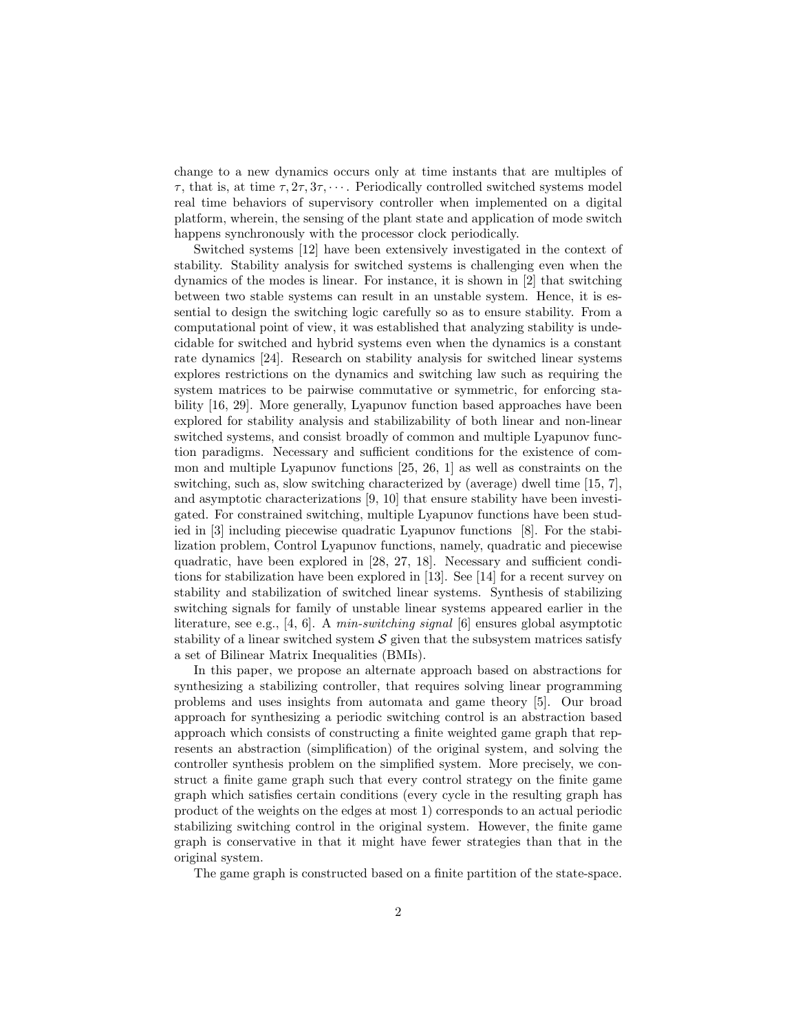change to a new dynamics occurs only at time instants that are multiples of $\tau$, that is, at time $\tau, 2\tau, 3\tau, \cdots$. Periodically controlled switched systems model real time behaviors of supervisory controller when implemented on a digital platform, wherein, the sensing of the plant state and application of mode switch happens synchronously with the processor clock periodically.

Switched systems [12] have been extensively investigated in the context of stability. Stability analysis for switched systems is challenging even when the dynamics of the modes is linear. For instance, it is shown in [2] that switching between two stable systems can result in an unstable system. Hence, it is essential to design the switching logic carefully so as to ensure stability. From a computational point of view, it was established that analyzing stability is undecidable for switched and hybrid systems even when the dynamics is a constant rate dynamics [24]. Research on stability analysis for switched linear systems explores restrictions on the dynamics and switching law such as requiring the system matrices to be pairwise commutative or symmetric, for enforcing stability [16, 29]. More generally, Lyapunov function based approaches have been explored for stability analysis and stabilizability of both linear and non-linear switched systems, and consist broadly of common and multiple Lyapunov function paradigms. Necessary and sufficient conditions for the existence of common and multiple Lyapunov functions [25, 26, 1] as well as constraints on the switching, such as, slow switching characterized by (average) dwell time [15, 7], and asymptotic characterizations [9, 10] that ensure stability have been investigated. For constrained switching, multiple Lyapunov functions have been studied in [3] including piecewise quadratic Lyapunov functions [8]. For the stabilization problem, Control Lyapunov functions, namely, quadratic and piecewise quadratic, have been explored in [28, 27, 18]. Necessary and sufficient conditions for stabilization have been explored in [13]. See [14] for a recent survey on stability and stabilization of switched linear systems. Synthesis of stabilizing switching signals for family of unstable linear systems appeared earlier in the literature, see e.g., [4, 6]. A *min-switching signal* [6] ensures global asymptotic stability of a linear switched system $\mathcal{S}$ given that the subsystem matrices satisfy a set of Bilinear Matrix Inequalities (BMIs).

In this paper, we propose an alternate approach based on abstractions for synthesizing a stabilizing controller, that requires solving linear programming problems and uses insights from automata and game theory [5]. Our broad approach for synthesizing a periodic switching control is an abstraction based approach which consists of constructing a finite weighted game graph that represents an abstraction (simplification) of the original system, and solving the controller synthesis problem on the simplified system. More precisely, we construct a finite game graph such that every control strategy on the finite game graph which satisfies certain conditions (every cycle in the resulting graph has product of the weights on the edges at most 1) corresponds to an actual periodic stabilizing switching control in the original system. However, the finite game graph is conservative in that it might have fewer strategies than that in the original system.

The game graph is constructed based on a finite partition of the state-space.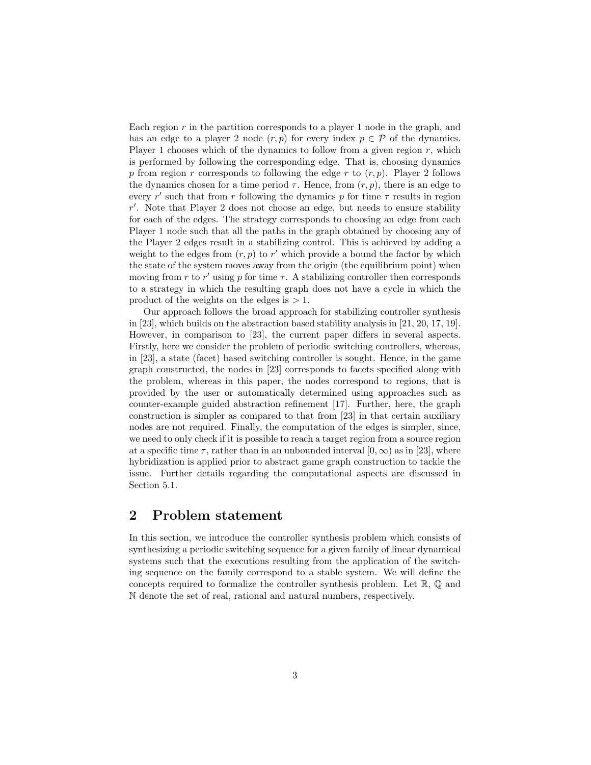Each region $r$ in the partition corresponds to a player 1 node in the graph, and has an edge to a player 2 node $(r, p)$ for every index $p \in \mathcal{P}$ of the dynamics. Player 1 chooses which of the dynamics to follow from a given region $r$, which is performed by following the corresponding edge. That is, choosing dynamics $p$ from region $r$ corresponds to following the edge $r$ to $(r, p)$. Player 2 follows the dynamics chosen for a time period $\tau$. Hence, from $(r, p)$, there is an edge to every $r'$ such that from $r$ following the dynamics $p$ for time $\tau$ results in region $r'$. Note that Player 2 does not choose an edge, but needs to ensure stability for each of the edges. The strategy corresponds to choosing an edge from each Player 1 node such that all the paths in the graph obtained by choosing any of the Player 2 edges result in a stabilizing control. This is achieved by adding a weight to the edges from $(r, p)$ to $r'$ which provide a bound the factor by which the state of the system moves away from the origin (the equilibrium point) when moving from $r$ to $r'$ using $p$ for time $\tau$. A stabilizing controller then corresponds to a strategy in which the resulting graph does not have a cycle in which the product of the weights on the edges is $> 1$.

Our approach follows the broad approach for stabilizing controller synthesis in [23], which builds on the abstraction based stability analysis in [21, 20, 17, 19]. However, in comparison to [23], the current paper differs in several aspects. Firstly, here we consider the problem of periodic switching controllers, whereas, in [23], a state (facet) based switching controller is sought. Hence, in the game graph constructed, the nodes in [23] corresponds to facets specified along with the problem, whereas in this paper, the nodes correspond to regions, that is provided by the user or automatically determined using approaches such as counter-example guided abstraction refinement [17]. Further, here, the graph construction is simpler as compared to that from [23] in that certain auxiliary nodes are not required. Finally, the computation of the edges is simpler, since, we need to only check if it is possible to reach a target region from a source region at a specific time $\tau$, rather than in an unbounded interval $[0, \infty)$ as in [23], where hybridization is applied prior to abstract game graph construction to tackle the issue. Further details regarding the computational aspects are discussed in Section 5.1.

## 2 Problem statement

In this section, we introduce the controller synthesis problem which consists of synthesizing a periodic switching sequence for a given family of linear dynamical systems such that the executions resulting from the application of the switching sequence on the family correspond to a stable system. We will define the concepts required to formalize the controller synthesis problem. Let $\mathbb{R}$, $\mathbb{Q}$ and $\mathbb{N}$ denote the set of real, rational and natural numbers, respectively.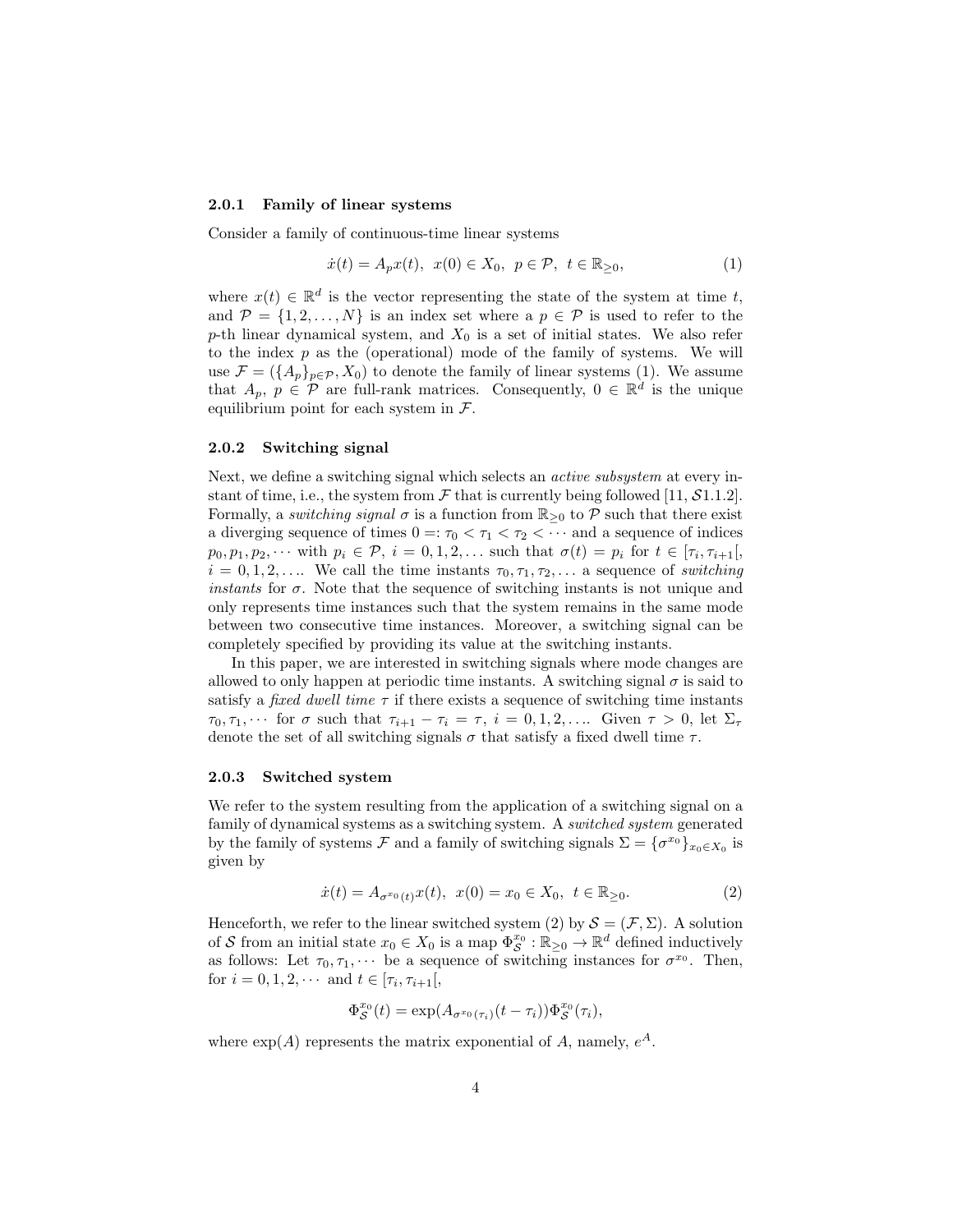### 2.0.1 Family of linear systems

Consider a family of continuous-time linear systems

$$\dot{x}(t) = A_p x(t), \;\; x(0) \in X_0, \;\; p \in \mathcal{P}, \;\; t \in \mathbb{R}_{\geq 0}, \tag{1}$$

where $x(t) \in \mathbb{R}^d$ is the vector representing the state of the system at time $t$, and $\mathcal{P} = \{1, 2, \ldots, N\}$ is an index set where a $p \in \mathcal{P}$ is used to refer to the $p$-th linear dynamical system, and $X_0$ is a set of initial states. We also refer to the index $p$ as the (operational) mode of the family of systems. We will use $\mathcal{F} = (\{A_p\}_{p \in \mathcal{P}}, X_0)$ to denote the family of linear systems (1). We assume that $A_p$, $p \in \mathcal{P}$ are full-rank matrices. Consequently, $0 \in \mathbb{R}^d$ is the unique equilibrium point for each system in $\mathcal{F}$.

### 2.0.2 Switching signal

Next, we define a switching signal which selects an *active subsystem* at every instant of time, i.e., the system from $\mathcal{F}$ that is currently being followed [11, $\mathcal{S}$1.1.2]. Formally, a *switching signal* $\sigma$ is a function from $\mathbb{R}_{\geq 0}$ to $\mathcal{P}$ such that there exist a diverging sequence of times $0 =: \tau_0 < \tau_1 < \tau_2 < \cdots$ and a sequence of indices $p_0, p_1, p_2, \cdots$ with $p_i \in \mathcal{P}$, $i = 0, 1, 2, \ldots$ such that $\sigma(t) = p_i$ for $t \in [\tau_i, \tau_{i+1}[$, $i = 0, 1, 2, \ldots$. We call the time instants $\tau_0, \tau_1, \tau_2, \ldots$ a sequence of *switching instants* for $\sigma$. Note that the sequence of switching instants is not unique and only represents time instances such that the system remains in the same mode between two consecutive time instances. Moreover, a switching signal can be completely specified by providing its value at the switching instants.

In this paper, we are interested in switching signals where mode changes are allowed to only happen at periodic time instants. A switching signal $\sigma$ is said to satisfy a *fixed dwell time* $\tau$ if there exists a sequence of switching time instants $\tau_0, \tau_1, \cdots$ for $\sigma$ such that $\tau_{i+1} - \tau_i = \tau$, $i = 0, 1, 2, \ldots$. Given $\tau > 0$, let $\Sigma_\tau$ denote the set of all switching signals $\sigma$ that satisfy a fixed dwell time $\tau$.

### 2.0.3 Switched system

We refer to the system resulting from the application of a switching signal on a family of dynamical systems as a switching system. A *switched system* generated by the family of systems $\mathcal{F}$ and a family of switching signals $\Sigma = \{\sigma^{x_0}\}_{x_0 \in X_0}$ is given by

$$\dot{x}(t) = A_{\sigma^{x_0}(t)} x(t), \;\; x(0) = x_0 \in X_0, \;\; t \in \mathbb{R}_{\geq 0}. \tag{2}$$

Henceforth, we refer to the linear switched system (2) by $\mathcal{S} = (\mathcal{F}, \Sigma)$. A solution of $\mathcal{S}$ from an initial state $x_0 \in X_0$ is a map $\Phi_{\mathcal{S}}^{x_0} : \mathbb{R}_{\geq 0} \to \mathbb{R}^d$ defined inductively as follows: Let $\tau_0, \tau_1, \cdots$ be a sequence of switching instances for $\sigma^{x_0}$. Then, for $i = 0, 1, 2, \cdots$ and $t \in [\tau_i, \tau_{i+1}[$,

$$\Phi_{\mathcal{S}}^{x_0}(t) = \exp(A_{\sigma^{x_0}(\tau_i)}(t - \tau_i)) \Phi_{\mathcal{S}}^{x_0}(\tau_i),$$

where $\exp(A)$ represents the matrix exponential of $A$, namely, $e^A$.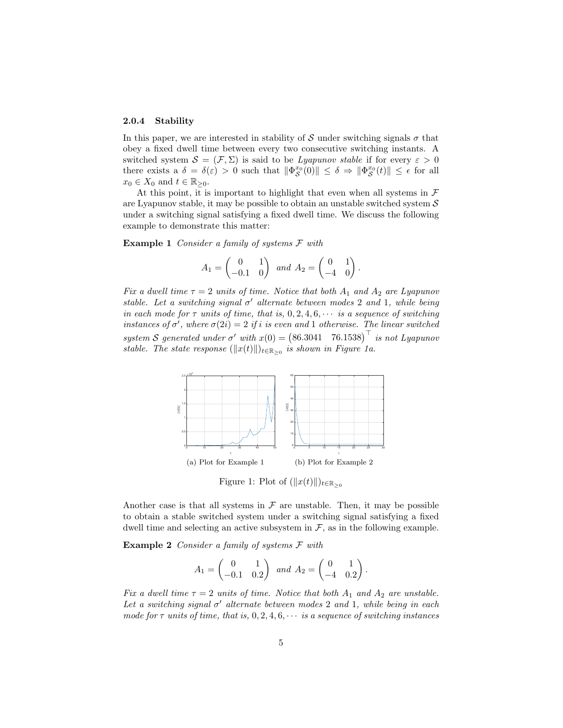### 2.0.4 Stability

In this paper, we are interested in stability of $\mathcal{S}$ under switching signals $\sigma$ that obey a fixed dwell time between every two consecutive switching instants. A switched system $\mathcal{S} = (\mathcal{F}, \Sigma)$ is said to be *Lyapunov stable* if for every $\varepsilon > 0$ there exists a $\delta = \delta(\varepsilon) > 0$ such that $\|\Phi_{\mathcal{S}}^{x_0}(0)\| \leq \delta \Rightarrow \|\Phi_{\mathcal{S}}^{x_0}(t)\| \leq \epsilon$ for all $x_0 \in X_0$ and $t \in \mathbb{R}_{\geq 0}$.

At this point, it is important to highlight that even when all systems in $\mathcal{F}$ are Lyapunov stable, it may be possible to obtain an unstable switched system $\mathcal{S}$ under a switching signal satisfying a fixed dwell time. We discuss the following example to demonstrate this matter:

**Example 1** *Consider a family of systems $\mathcal{F}$ with*

$$A_1 = \begin{pmatrix} 0 & 1 \\ -0.1 & 0 \end{pmatrix} \text{ and } A_2 = \begin{pmatrix} 0 & 1 \\ -4 & 0 \end{pmatrix}.$$

*Fix a dwell time $\tau = 2$ units of time. Notice that both $A_1$ and $A_2$ are Lyapunov stable. Let a switching signal $\sigma'$ alternate between modes 2 and 1, while being in each mode for $\tau$ units of time, that is, $0, 2, 4, 6, \cdots$ is a sequence of switching instances of $\sigma'$, where $\sigma(2i) = 2$ if $i$ is even and 1 otherwise. The linear switched system $\mathcal{S}$ generated under $\sigma'$ with $x(0) = \begin{pmatrix} 86.3041 & 76.1538 \end{pmatrix}^\top$ is not Lyapunov stable. The state response $(\|x(t)\|)_{t \in \mathbb{R}_{\geq 0}}$ is shown in Figure 1a.*

(a) Plot for Example 1 (b) Plot for Example 2

Figure 1: Plot of $(\|x(t)\|)_{t \in \mathbb{R}_{\geq 0}}$

Another case is that all systems in $\mathcal{F}$ are unstable. Then, it may be possible to obtain a stable switched system under a switching signal satisfying a fixed dwell time and selecting an active subsystem in $\mathcal{F}$, as in the following example.

**Example 2** *Consider a family of systems $\mathcal{F}$ with*

$$A_1 = \begin{pmatrix} 0 & 1 \\ -0.1 & 0.2 \end{pmatrix} \text{ and } A_2 = \begin{pmatrix} 0 & 1 \\ -4 & 0.2 \end{pmatrix}.$$

*Fix a dwell time $\tau = 2$ units of time. Notice that both $A_1$ and $A_2$ are unstable. Let a switching signal $\sigma'$ alternate between modes 2 and 1, while being in each mode for $\tau$ units of time, that is, $0, 2, 4, 6, \cdots$ is a sequence of switching instances*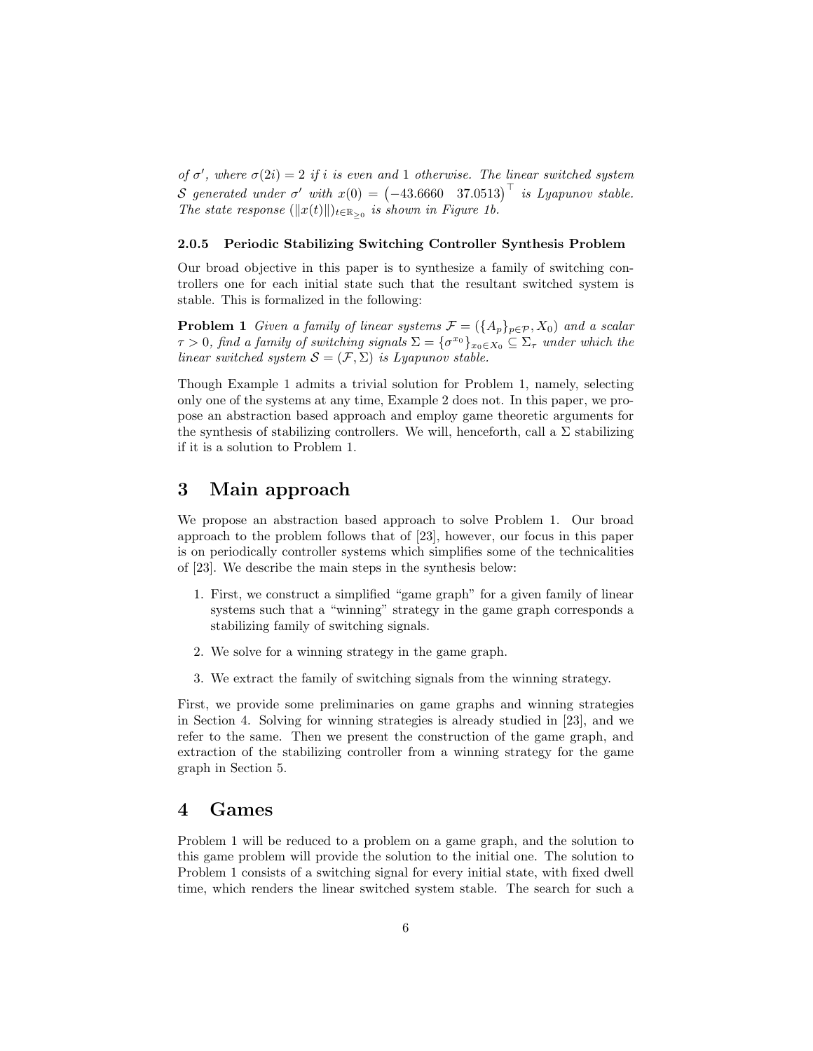*of $\sigma'$, where $\sigma(2i) = 2$ if $i$ is even and 1 otherwise. The linear switched system $\mathcal{S}$ generated under $\sigma'$ with $x(0) = \begin{pmatrix} -43.6660 & 37.0513 \end{pmatrix}^\top$ is Lyapunov stable. The state response $(\|x(t)\|)_{t \in \mathbb{R}_{\geq 0}}$ is shown in Figure 1b.*

#### 2.0.5 Periodic Stabilizing Switching Controller Synthesis Problem

Our broad objective in this paper is to synthesize a family of switching controllers one for each initial state such that the resultant switched system is stable. This is formalized in the following:

**Problem 1** *Given a family of linear systems $\mathcal{F} = (\{A_p\}_{p \in \mathcal{P}}, X_0)$ and a scalar $\tau > 0$, find a family of switching signals $\Sigma = \{\sigma^{x_0}\}_{x_0 \in X_0} \subseteq \Sigma_\tau$ under which the linear switched system $\mathcal{S} = (\mathcal{F}, \Sigma)$ is Lyapunov stable.*

Though Example 1 admits a trivial solution for Problem 1, namely, selecting only one of the systems at any time, Example 2 does not. In this paper, we propose an abstraction based approach and employ game theoretic arguments for the synthesis of stabilizing controllers. We will, henceforth, call a $\Sigma$ stabilizing if it is a solution to Problem 1.

## 3 Main approach

We propose an abstraction based approach to solve Problem 1. Our broad approach to the problem follows that of [23], however, our focus in this paper is on periodically controller systems which simplifies some of the technicalities of [23]. We describe the main steps in the synthesis below:

1. First, we construct a simplified "game graph" for a given family of linear systems such that a "winning" strategy in the game graph corresponds a stabilizing family of switching signals.
2. We solve for a winning strategy in the game graph.
3. We extract the family of switching signals from the winning strategy.

First, we provide some preliminaries on game graphs and winning strategies in Section 4. Solving for winning strategies is already studied in [23], and we refer to the same. Then we present the construction of the game graph, and extraction of the stabilizing controller from a winning strategy for the game graph in Section 5.

## 4 Games

Problem 1 will be reduced to a problem on a game graph, and the solution to this game problem will provide the solution to the initial one. The solution to Problem 1 consists of a switching signal for every initial state, with fixed dwell time, which renders the linear switched system stable. The search for such a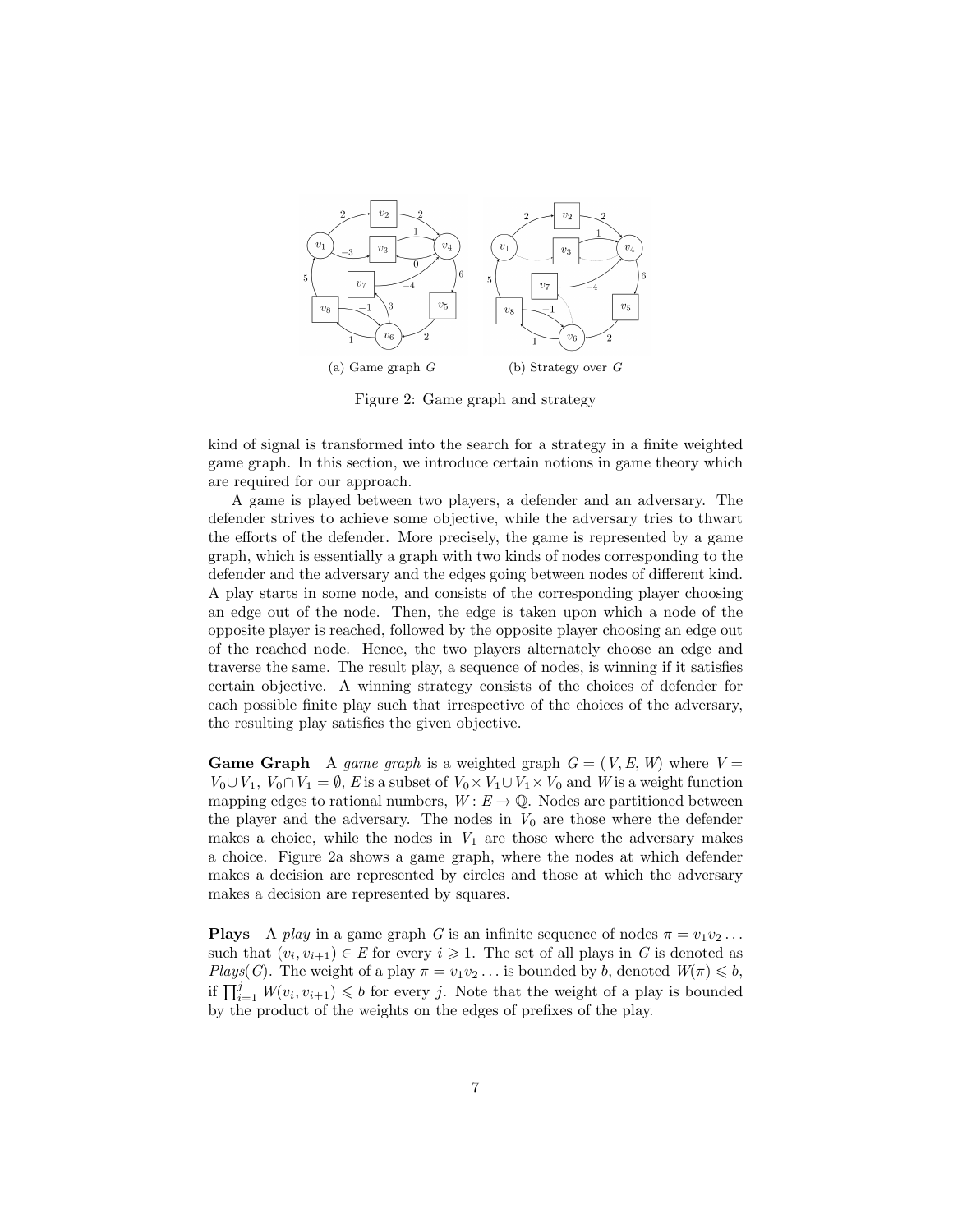(a) Game graph $G$ (b) Strategy over $G$

Figure 2: Game graph and strategy

kind of signal is transformed into the search for a strategy in a finite weighted game graph. In this section, we introduce certain notions in game theory which are required for our approach.

A game is played between two players, a defender and an adversary. The defender strives to achieve some objective, while the adversary tries to thwart the efforts of the defender. More precisely, the game is represented by a game graph, which is essentially a graph with two kinds of nodes corresponding to the defender and the adversary and the edges going between nodes of different kind. A play starts in some node, and consists of the corresponding player choosing an edge out of the node. Then, the edge is taken upon which a node of the opposite player is reached, followed by the opposite player choosing an edge out of the reached node. Hence, the two players alternately choose an edge and traverse the same. The result play, a sequence of nodes, is winning if it satisfies certain objective. A winning strategy consists of the choices of defender for each possible finite play such that irrespective of the choices of the adversary, the resulting play satisfies the given objective.

**Game Graph** A *game graph* is a weighted graph $G = (V, E, W)$ where $V = V_0 \cup V_1$, $V_0 \cap V_1 = \emptyset$, $E$ is a subset of $V_0 \times V_1 \cup V_1 \times V_0$ and $W$ is a weight function mapping edges to rational numbers, $W : E \to \mathbb{Q}$. Nodes are partitioned between the player and the adversary. The nodes in $V_0$ are those where the defender makes a choice, while the nodes in $V_1$ are those where the adversary makes a choice. Figure 2a shows a game graph, where the nodes at which defender makes a decision are represented by circles and those at which the adversary makes a decision are represented by squares.

**Plays** A *play* in a game graph $G$ is an infinite sequence of nodes $\pi = v_1 v_2 \dots$ such that $(v_i, v_{i+1}) \in E$ for every $i \geqslant 1$. The set of all plays in $G$ is denoted as *Plays*$(G)$. The weight of a play $\pi = v_1 v_2 \dots$ is bounded by $b$, denoted $W(\pi) \leqslant b$, if $\prod_{i=1}^{j} W(v_i, v_{i+1}) \leqslant b$ for every $j$. Note that the weight of a play is bounded by the product of the weights on the edges of prefixes of the play.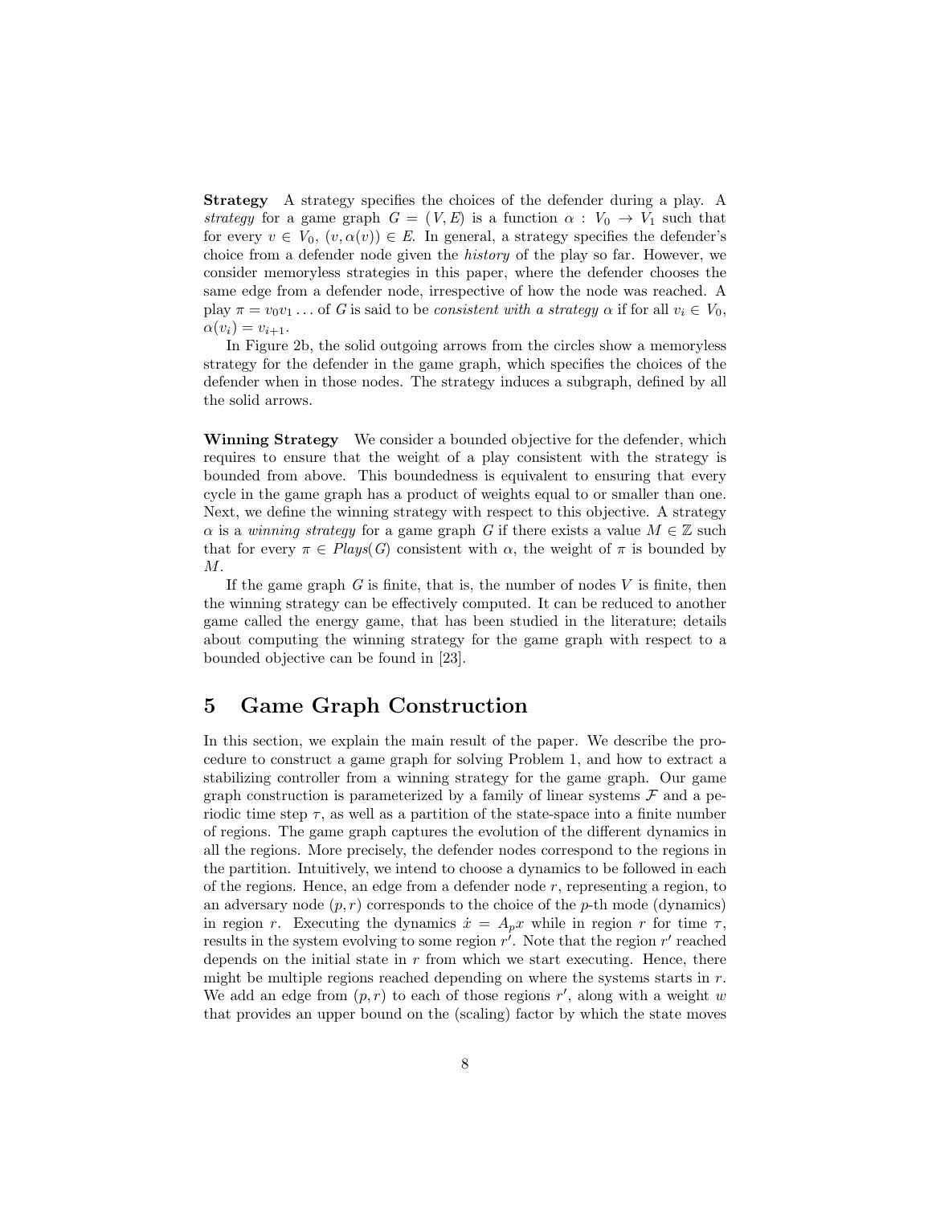**Strategy** A strategy specifies the choices of the defender during a play. A *strategy* for a game graph $G = (V, E)$ is a function $\alpha : V_0 \to V_1$ such that for every $v \in V_0$, $(v, \alpha(v)) \in E$. In general, a strategy specifies the defender's choice from a defender node given the *history* of the play so far. However, we consider memoryless strategies in this paper, where the defender chooses the same edge from a defender node, irrespective of how the node was reached. A play $\pi = v_0 v_1 \ldots$ of $G$ is said to be *consistent with a strategy* $\alpha$ if for all $v_i \in V_0$, $\alpha(v_i) = v_{i+1}$.

In Figure 2b, the solid outgoing arrows from the circles show a memoryless strategy for the defender in the game graph, which specifies the choices of the defender when in those nodes. The strategy induces a subgraph, defined by all the solid arrows.

**Winning Strategy** We consider a bounded objective for the defender, which requires to ensure that the weight of a play consistent with the strategy is bounded from above. This boundedness is equivalent to ensuring that every cycle in the game graph has a product of weights equal to or smaller than one. Next, we define the winning strategy with respect to this objective. A strategy $\alpha$ is a *winning strategy* for a game graph $G$ if there exists a value $M \in \mathbb{Z}$ such that for every $\pi \in \mathit{Plays}(G)$ consistent with $\alpha$, the weight of $\pi$ is bounded by $M$.

If the game graph $G$ is finite, that is, the number of nodes $V$ is finite, then the winning strategy can be effectively computed. It can be reduced to another game called the energy game, that has been studied in the literature; details about computing the winning strategy for the game graph with respect to a bounded objective can be found in [23].

## 5 Game Graph Construction

In this section, we explain the main result of the paper. We describe the procedure to construct a game graph for solving Problem 1, and how to extract a stabilizing controller from a winning strategy for the game graph. Our game graph construction is parameterized by a family of linear systems $\mathcal{F}$ and a periodic time step $\tau$, as well as a partition of the state-space into a finite number of regions. The game graph captures the evolution of the different dynamics in all the regions. More precisely, the defender nodes correspond to the regions in the partition. Intuitively, we intend to choose a dynamics to be followed in each of the regions. Hence, an edge from a defender node $r$, representing a region, to an adversary node $(p, r)$ corresponds to the choice of the $p$-th mode (dynamics) in region $r$. Executing the dynamics $\dot{x} = A_p x$ while in region $r$ for time $\tau$, results in the system evolving to some region $r'$. Note that the region $r'$ reached depends on the initial state in $r$ from which we start executing. Hence, there might be multiple regions reached depending on where the systems starts in $r$. We add an edge from $(p, r)$ to each of those regions $r'$, along with a weight $w$ that provides an upper bound on the (scaling) factor by which the state moves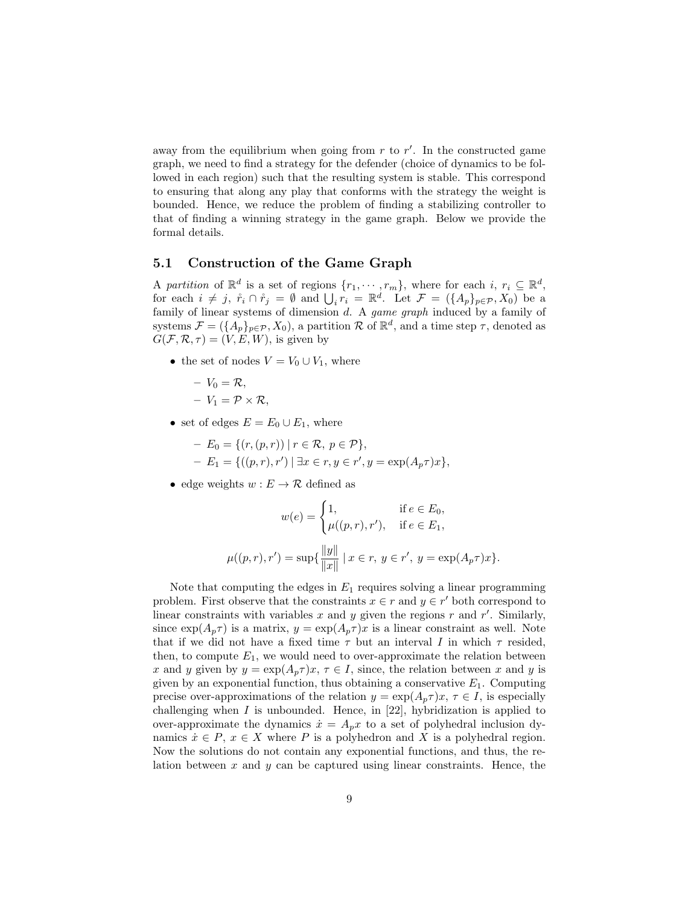away from the equilibrium when going from $r$ to $r'$. In the constructed game graph, we need to find a strategy for the defender (choice of dynamics to be followed in each region) such that the resulting system is stable. This correspond to ensuring that along any play that conforms with the strategy the weight is bounded. Hence, we reduce the problem of finding a stabilizing controller to that of finding a winning strategy in the game graph. Below we provide the formal details.

## 5.1 Construction of the Game Graph

A *partition* of $\mathbb{R}^d$ is a set of regions $\{r_1, \cdots, r_m\}$, where for each $i$, $r_i \subseteq \mathbb{R}^d$, for each $i \neq j$, $\mathring{r}_i \cap \mathring{r}_j = \emptyset$ and $\bigcup_i r_i = \mathbb{R}^d$. Let $\mathcal{F} = (\{A_p\}_{p \in \mathcal{P}}, X_0)$ be a family of linear systems of dimension $d$. A *game graph* induced by a family of systems $\mathcal{F} = (\{A_p\}_{p \in \mathcal{P}}, X_0)$, a partition $\mathcal{R}$ of $\mathbb{R}^d$, and a time step $\tau$, denoted as $G(\mathcal{F}, \mathcal{R}, \tau) = (V, E, W)$, is given by

- the set of nodes $V = V_0 \cup V_1$, where
  - $V_0 = \mathcal{R}$,
  - $V_1 = \mathcal{P} \times \mathcal{R}$,
- set of edges $E = E_0 \cup E_1$, where
  - $E_0 = \{(r, (p, r)) \mid r \in \mathcal{R},\ p \in \mathcal{P}\}$,
  - $E_1 = \{((p, r), r') \mid \exists x \in r, y \in r', y = \exp(A_p \tau)x\}$,
- edge weights $w : E \to \mathcal{R}$ defined as

$$w(e) = \begin{cases} 1, & \text{if } e \in E_0, \\ \mu((p, r), r'), & \text{if } e \in E_1, \end{cases}$$

$$\mu((p, r), r') = \sup\{\frac{\|y\|}{\|x\|} \mid x \in r,\ y \in r',\ y = \exp(A_p \tau)x\}.$$

Note that computing the edges in $E_1$ requires solving a linear programming problem. First observe that the constraints $x \in r$ and $y \in r'$ both correspond to linear constraints with variables $x$ and $y$ given the regions $r$ and $r'$. Similarly, since $\exp(A_p \tau)$ is a matrix, $y = \exp(A_p \tau)x$ is a linear constraint as well. Note that if we did not have a fixed time $\tau$ but an interval $I$ in which $\tau$ resided, then, to compute $E_1$, we would need to over-approximate the relation between $x$ and $y$ given by $y = \exp(A_p \tau)x$, $\tau \in I$, since, the relation between $x$ and $y$ is given by an exponential function, thus obtaining a conservative $E_1$. Computing precise over-approximations of the relation $y = \exp(A_p \tau)x$, $\tau \in I$, is especially challenging when $I$ is unbounded. Hence, in [22], hybridization is applied to over-approximate the dynamics $\dot{x} = A_p x$ to a set of polyhedral inclusion dynamics $\dot{x} \in P$, $x \in X$ where $P$ is a polyhedron and $X$ is a polyhedral region. Now the solutions do not contain any exponential functions, and thus, the relation between $x$ and $y$ can be captured using linear constraints. Hence, the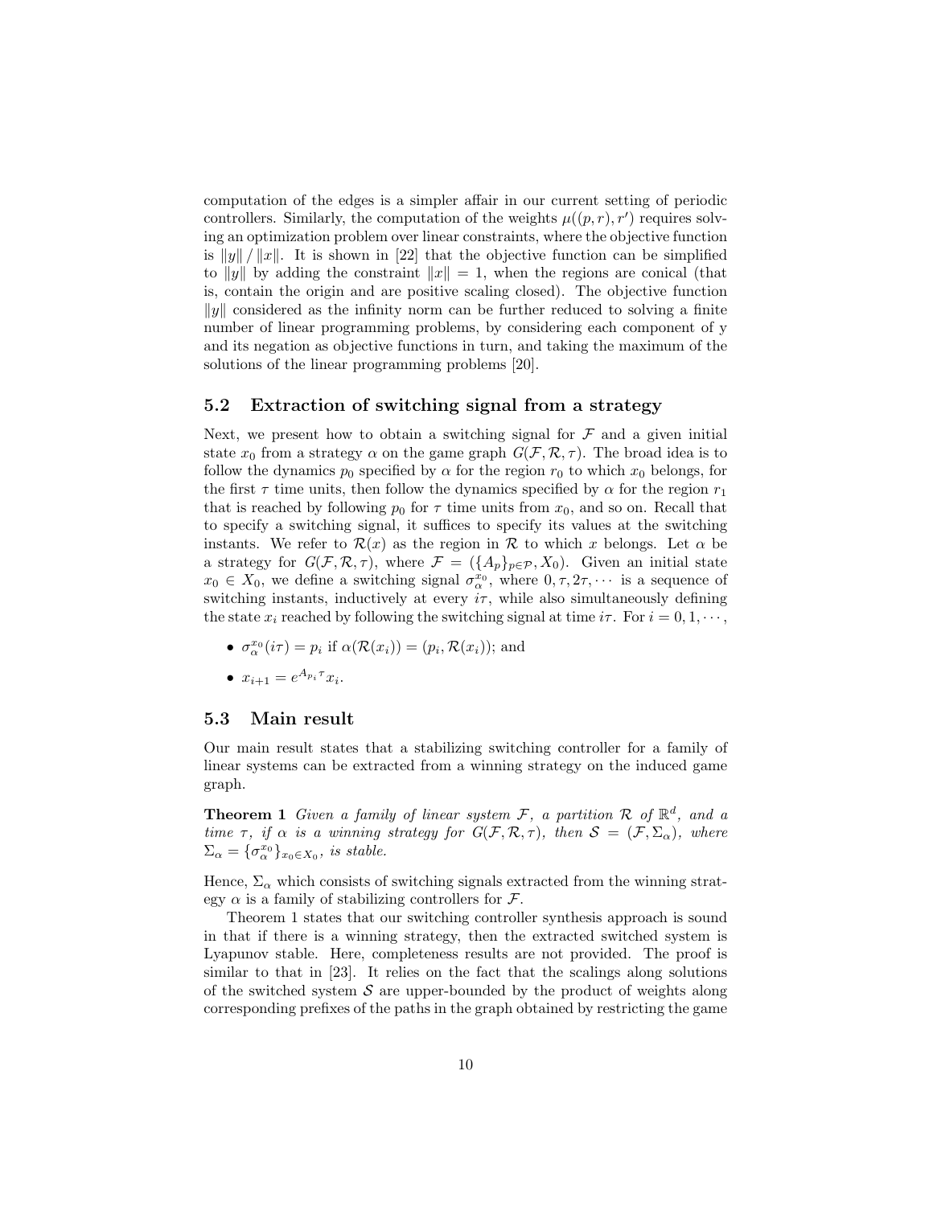computation of the edges is a simpler affair in our current setting of periodic controllers. Similarly, the computation of the weights $\mu((p,r),r')$ requires solving an optimization problem over linear constraints, where the objective function is $\|y\| / \|x\|$. It is shown in [22] that the objective function can be simplified to $\|y\|$ by adding the constraint $\|x\| = 1$, when the regions are conical (that is, contain the origin and are positive scaling closed). The objective function $\|y\|$ considered as the infinity norm can be further reduced to solving a finite number of linear programming problems, by considering each component of y and its negation as objective functions in turn, and taking the maximum of the solutions of the linear programming problems [20].

## 5.2 Extraction of switching signal from a strategy

Next, we present how to obtain a switching signal for $\mathcal{F}$ and a given initial state $x_0$ from a strategy $\alpha$ on the game graph $G(\mathcal{F}, \mathcal{R}, \tau)$. The broad idea is to follow the dynamics $p_0$ specified by $\alpha$ for the region $r_0$ to which $x_0$ belongs, for the first $\tau$ time units, then follow the dynamics specified by $\alpha$ for the region $r_1$ that is reached by following $p_0$ for $\tau$ time units from $x_0$, and so on. Recall that to specify a switching signal, it suffices to specify its values at the switching instants. We refer to $\mathcal{R}(x)$ as the region in $\mathcal{R}$ to which $x$ belongs. Let $\alpha$ be a strategy for $G(\mathcal{F}, \mathcal{R}, \tau)$, where $\mathcal{F} = (\{A_p\}_{p \in \mathcal{P}}, X_0)$. Given an initial state $x_0 \in X_0$, we define a switching signal $\sigma_\alpha^{x_0}$, where $0, \tau, 2\tau, \cdots$ is a sequence of switching instants, inductively at every $i\tau$, while also simultaneously defining the state $x_i$ reached by following the switching signal at time $i\tau$. For $i = 0, 1, \cdots$,

- $\sigma_\alpha^{x_0}(i\tau) = p_i$ if $\alpha(\mathcal{R}(x_i)) = (p_i, \mathcal{R}(x_i))$; and
- $x_{i+1} = e^{A_{p_i}\tau} x_i$.

## 5.3 Main result

Our main result states that a stabilizing switching controller for a family of linear systems can be extracted from a winning strategy on the induced game graph.

**Theorem 1** *Given a family of linear system $\mathcal{F}$, a partition $\mathcal{R}$ of $\mathbb{R}^d$, and a time $\tau$, if $\alpha$ is a winning strategy for $G(\mathcal{F}, \mathcal{R}, \tau)$, then $\mathcal{S} = (\mathcal{F}, \Sigma_\alpha)$, where $\Sigma_\alpha = \{\sigma_\alpha^{x_0}\}_{x_0 \in X_0}$, is stable.*

Hence, $\Sigma_\alpha$ which consists of switching signals extracted from the winning strategy $\alpha$ is a family of stabilizing controllers for $\mathcal{F}$.

Theorem 1 states that our switching controller synthesis approach is sound in that if there is a winning strategy, then the extracted switched system is Lyapunov stable. Here, completeness results are not provided. The proof is similar to that in [23]. It relies on the fact that the scalings along solutions of the switched system $\mathcal{S}$ are upper-bounded by the product of weights along corresponding prefixes of the paths in the graph obtained by restricting the game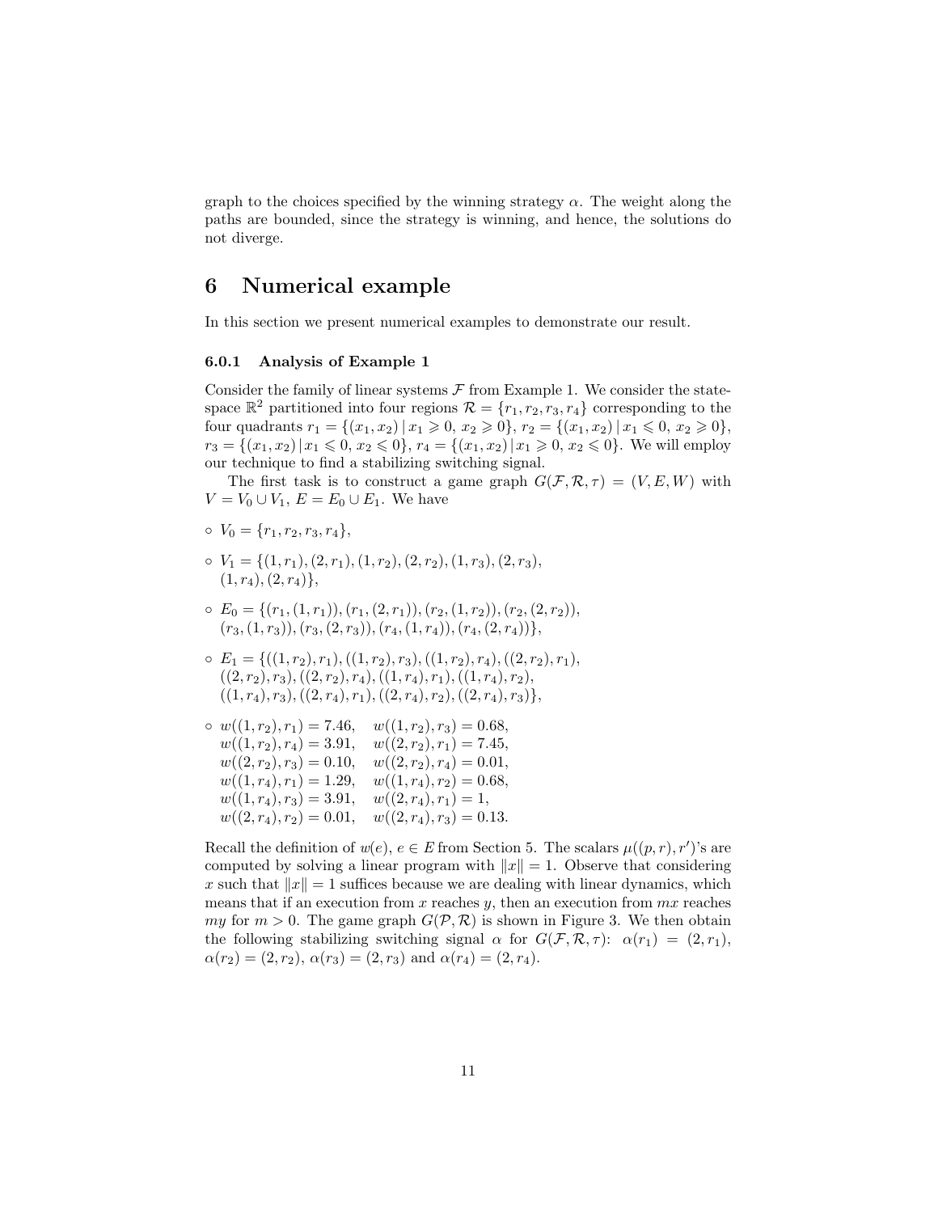graph to the choices specified by the winning strategy $\alpha$. The weight along the paths are bounded, since the strategy is winning, and hence, the solutions do not diverge.

# 6 Numerical example

In this section we present numerical examples to demonstrate our result.

### 6.0.1 Analysis of Example 1

Consider the family of linear systems $\mathcal{F}$ from Example 1. We consider the state-space $\mathbb{R}^2$ partitioned into four regions $\mathcal{R} = \{r_1, r_2, r_3, r_4\}$ corresponding to the four quadrants $r_1 = \{(x_1, x_2) \,|\, x_1 \geqslant 0,\, x_2 \geqslant 0\}$, $r_2 = \{(x_1, x_2) \,|\, x_1 \leqslant 0,\, x_2 \geqslant 0\}$, $r_3 = \{(x_1, x_2) \,|\, x_1 \leqslant 0,\, x_2 \leqslant 0\}$, $r_4 = \{(x_1, x_2) \,|\, x_1 \geqslant 0,\, x_2 \leqslant 0\}$. We will employ our technique to find a stabilizing switching signal.

The first task is to construct a game graph $G(\mathcal{F}, \mathcal{R}, \tau) = (V, E, W)$ with $V = V_0 \cup V_1$, $E = E_0 \cup E_1$. We have

- $V_0 = \{r_1, r_2, r_3, r_4\}$,
- $V_1 = \{(1, r_1), (2, r_1), (1, r_2), (2, r_2), (1, r_3), (2, r_3), (1, r_4), (2, r_4)\}$,
- $E_0 = \{(r_1, (1, r_1)), (r_1, (2, r_1)), (r_2, (1, r_2)), (r_2, (2, r_2)), (r_3, (1, r_3)), (r_3, (2, r_3)), (r_4, (1, r_4)), (r_4, (2, r_4))\}$,
- $E_1 = \{((1, r_2), r_1), ((1, r_2), r_3), ((1, r_2), r_4), ((2, r_2), r_1), ((2, r_2), r_3), ((2, r_2), r_4), ((1, r_4), r_1), ((1, r_4), r_2), ((1, r_4), r_3), ((2, r_4), r_1), ((2, r_4), r_2), ((2, r_4), r_3)\}$,
- $w((1, r_2), r_1) = 7.46, \quad w((1, r_2), r_3) = 0.68,$
  $w((1, r_2), r_4) = 3.91, \quad w((2, r_2), r_1) = 7.45,$
  $w((2, r_2), r_3) = 0.10, \quad w((2, r_2), r_4) = 0.01,$
  $w((1, r_4), r_1) = 1.29, \quad w((1, r_4), r_2) = 0.68,$
  $w((1, r_4), r_3) = 3.91, \quad w((2, r_4), r_1) = 1,$
  $w((2, r_4), r_2) = 0.01, \quad w((2, r_4), r_3) = 0.13.$

Recall the definition of $w(e)$, $e \in E$ from Section 5. The scalars $\mu((p, r), r')$'s are computed by solving a linear program with $\|x\| = 1$. Observe that considering $x$ such that $\|x\| = 1$ suffices because we are dealing with linear dynamics, which means that if an execution from $x$ reaches $y$, then an execution from $mx$ reaches $my$ for $m > 0$. The game graph $G(\mathcal{P}, \mathcal{R})$ is shown in Figure 3. We then obtain the following stabilizing switching signal $\alpha$ for $G(\mathcal{F}, \mathcal{R}, \tau)$: $\alpha(r_1) = (2, r_1)$, $\alpha(r_2) = (2, r_2)$, $\alpha(r_3) = (2, r_3)$ and $\alpha(r_4) = (2, r_4)$.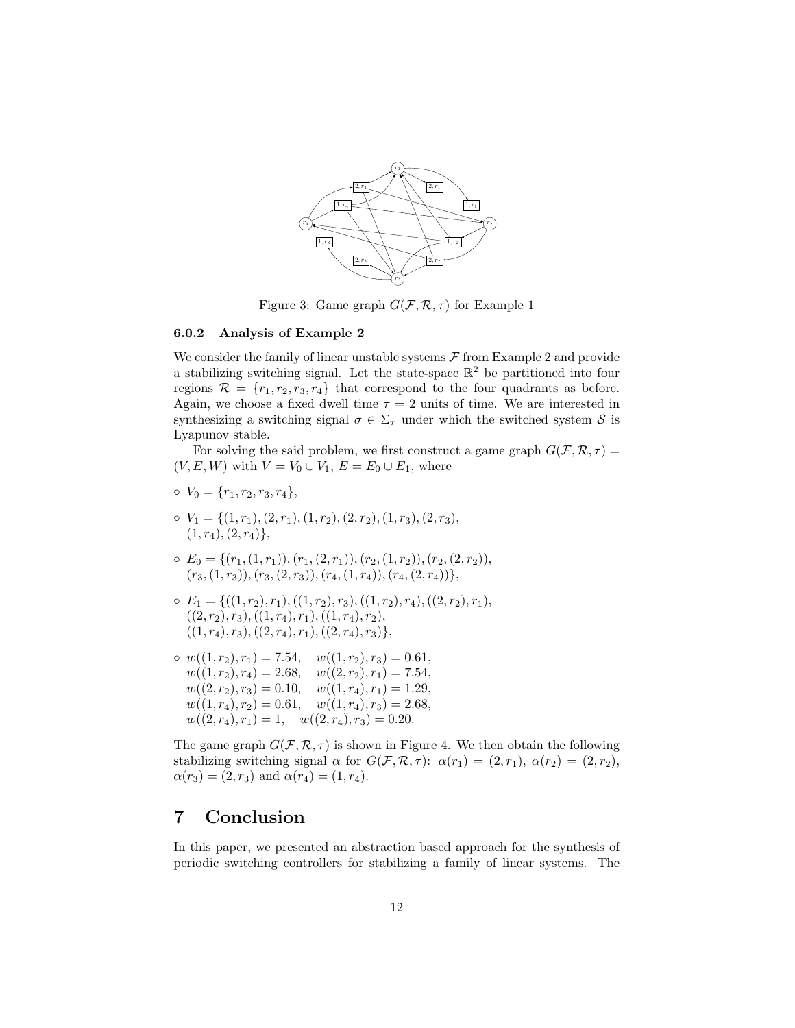Figure 3: Game graph $G(\mathcal{F}, \mathcal{R}, \tau)$ for Example 1

### 6.0.2 Analysis of Example 2

We consider the family of linear unstable systems $\mathcal{F}$ from Example 2 and provide a stabilizing switching signal. Let the state-space $\mathbb{R}^2$ be partitioned into four regions $\mathcal{R} = \{r_1, r_2, r_3, r_4\}$ that correspond to the four quadrants as before. Again, we choose a fixed dwell time $\tau = 2$ units of time. We are interested in synthesizing a switching signal $\sigma \in \Sigma_\tau$ under which the switched system $\mathcal{S}$ is Lyapunov stable.

For solving the said problem, we first construct a game graph $G(\mathcal{F}, \mathcal{R}, \tau) = (V, E, W)$ with $V = V_0 \cup V_1$, $E = E_0 \cup E_1$, where

- $V_0 = \{r_1, r_2, r_3, r_4\}$,
- $V_1 = \{(1, r_1), (2, r_1), (1, r_2), (2, r_2), (1, r_3), (2, r_3), (1, r_4), (2, r_4)\}$,
- $E_0 = \{(r_1, (1, r_1)), (r_1, (2, r_1)), (r_2, (1, r_2)), (r_2, (2, r_2)), (r_3, (1, r_3)), (r_3, (2, r_3)), (r_4, (1, r_4)), (r_4, (2, r_4))\}$,
- $E_1 = \{((1, r_2), r_1), ((1, r_2), r_3), ((1, r_2), r_4), ((2, r_2), r_1), ((2, r_2), r_3), ((1, r_4), r_1), ((1, r_4), r_2), ((1, r_4), r_3), ((2, r_4), r_1), ((2, r_4), r_3)\}$,
- $w((1, r_2), r_1) = 7.54, \quad w((1, r_2), r_3) = 0.61,$
  $w((1, r_2), r_4) = 2.68, \quad w((2, r_2), r_1) = 7.54,$
  $w((2, r_2), r_3) = 0.10, \quad w((1, r_4), r_1) = 1.29,$
  $w((1, r_4), r_2) = 0.61, \quad w((1, r_4), r_3) = 2.68,$
  $w((2, r_4), r_1) = 1, \quad w((2, r_4), r_3) = 0.20.$

The game graph $G(\mathcal{F}, \mathcal{R}, \tau)$ is shown in Figure 4. We then obtain the following stabilizing switching signal $\alpha$ for $G(\mathcal{F}, \mathcal{R}, \tau)$: $\alpha(r_1) = (2, r_1)$, $\alpha(r_2) = (2, r_2)$, $\alpha(r_3) = (2, r_3)$ and $\alpha(r_4) = (1, r_4)$.

# 7 Conclusion

In this paper, we presented an abstraction based approach for the synthesis of periodic switching controllers for stabilizing a family of linear systems. The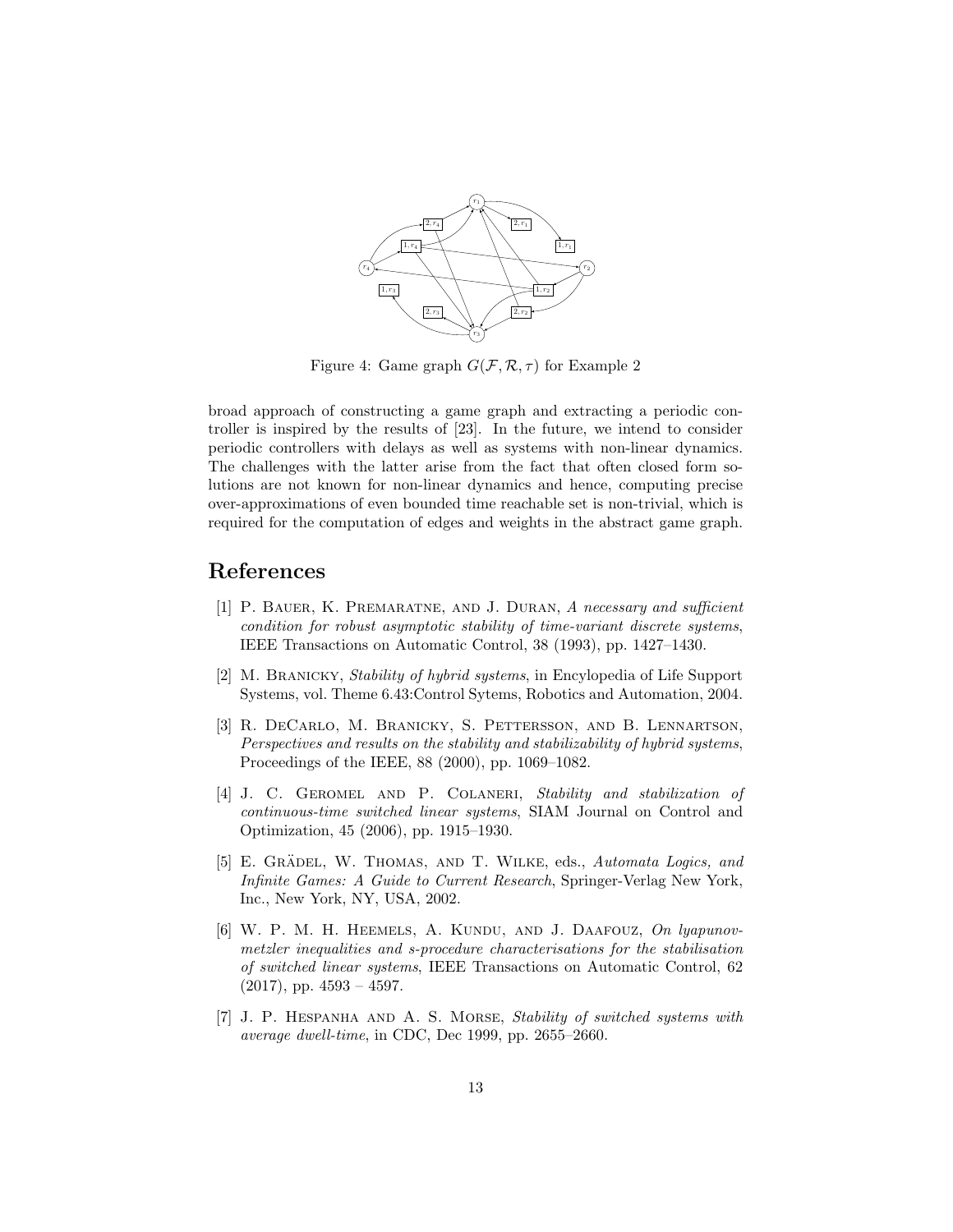Figure 4: Game graph $G(\mathcal{F}, \mathcal{R}, \tau)$ for Example 2

broad approach of constructing a game graph and extracting a periodic controller is inspired by the results of [23]. In the future, we intend to consider periodic controllers with delays as well as systems with non-linear dynamics. The challenges with the latter arise from the fact that often closed form solutions are not known for non-linear dynamics and hence, computing precise over-approximations of even bounded time reachable set is non-trivial, which is required for the computation of edges and weights in the abstract game graph.

## References

[1] P. Bauer, K. Premaratne, and J. Duran, *A necessary and sufficient condition for robust asymptotic stability of time-variant discrete systems*, IEEE Transactions on Automatic Control, 38 (1993), pp. 1427–1430.

[2] M. Branicky, *Stability of hybrid systems*, in Encylopedia of Life Support Systems, vol. Theme 6.43:Control Sytems, Robotics and Automation, 2004.

[3] R. DeCarlo, M. Branicky, S. Pettersson, and B. Lennartson, *Perspectives and results on the stability and stabilizability of hybrid systems*, Proceedings of the IEEE, 88 (2000), pp. 1069–1082.

[4] J. C. Geromel and P. Colaneri, *Stability and stabilization of continuous-time switched linear systems*, SIAM Journal on Control and Optimization, 45 (2006), pp. 1915–1930.

[5] E. Grädel, W. Thomas, and T. Wilke, eds., *Automata Logics, and Infinite Games: A Guide to Current Research*, Springer-Verlag New York, Inc., New York, NY, USA, 2002.

[6] W. P. M. H. Heemels, A. Kundu, and J. Daafouz, *On lyapunov-metzler inequalities and s-procedure characterisations for the stabilisation of switched linear systems*, IEEE Transactions on Automatic Control, 62 (2017), pp. 4593 – 4597.

[7] J. P. Hespanha and A. S. Morse, *Stability of switched systems with average dwell-time*, in CDC, Dec 1999, pp. 2655–2660.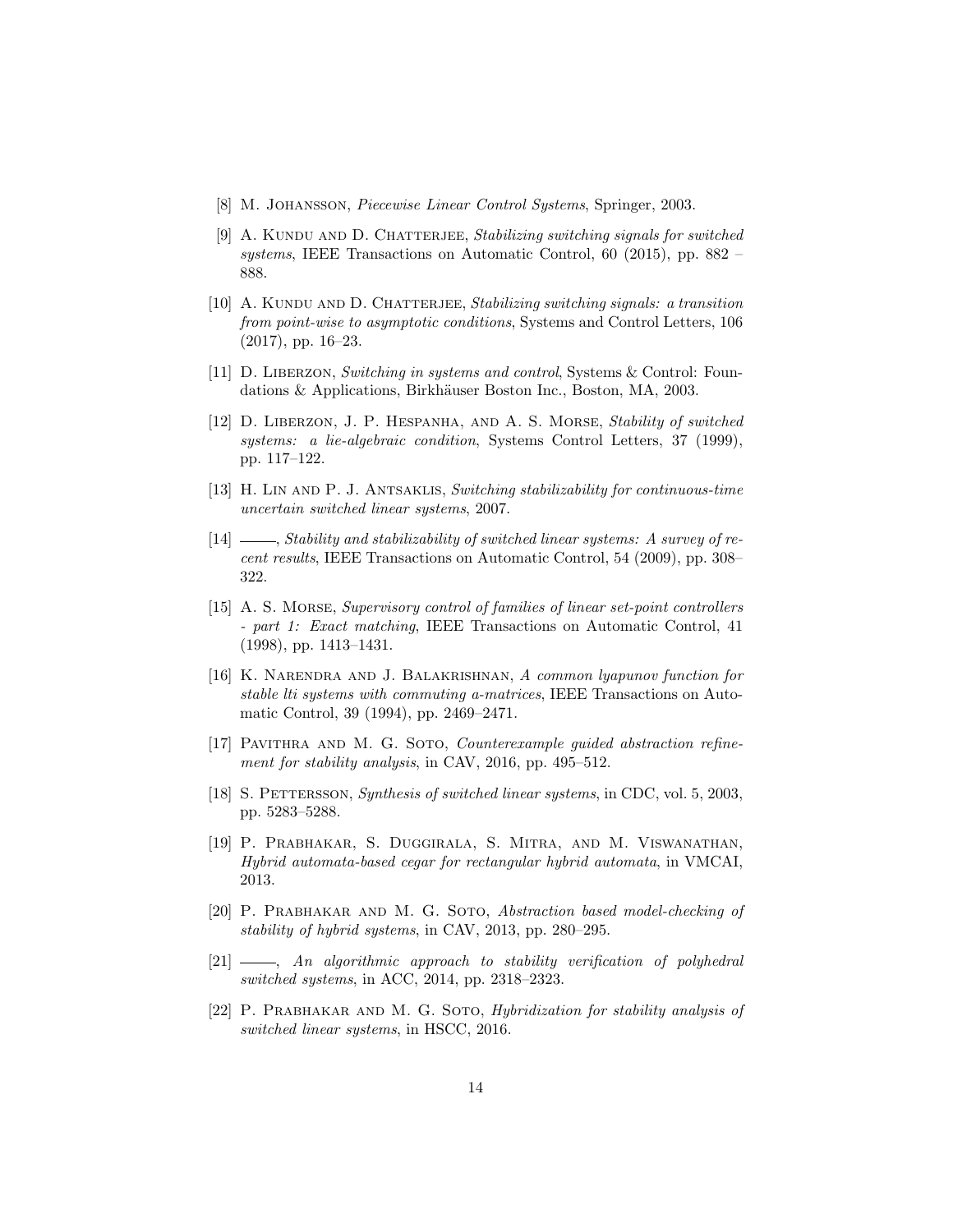[8] M. Johansson, *Piecewise Linear Control Systems*, Springer, 2003.

[9] A. Kundu and D. Chatterjee, *Stabilizing switching signals for switched systems*, IEEE Transactions on Automatic Control, 60 (2015), pp. 882 – 888.

[10] A. Kundu and D. Chatterjee, *Stabilizing switching signals: a transition from point-wise to asymptotic conditions*, Systems and Control Letters, 106 (2017), pp. 16–23.

[11] D. Liberzon, *Switching in systems and control*, Systems & Control: Foundations & Applications, Birkhäuser Boston Inc., Boston, MA, 2003.

[12] D. Liberzon, J. P. Hespanha, and A. S. Morse, *Stability of switched systems: a lie-algebraic condition*, Systems Control Letters, 37 (1999), pp. 117–122.

[13] H. Lin and P. J. Antsaklis, *Switching stabilizability for continuous-time uncertain switched linear systems*, 2007.

[14] ———, *Stability and stabilizability of switched linear systems: A survey of recent results*, IEEE Transactions on Automatic Control, 54 (2009), pp. 308–322.

[15] A. S. Morse, *Supervisory control of families of linear set-point controllers - part 1: Exact matching*, IEEE Transactions on Automatic Control, 41 (1998), pp. 1413–1431.

[16] K. Narendra and J. Balakrishnan, *A common lyapunov function for stable lti systems with commuting a-matrices*, IEEE Transactions on Automatic Control, 39 (1994), pp. 2469–2471.

[17] Pavithra and M. G. Soto, *Counterexample guided abstraction refinement for stability analysis*, in CAV, 2016, pp. 495–512.

[18] S. Pettersson, *Synthesis of switched linear systems*, in CDC, vol. 5, 2003, pp. 5283–5288.

[19] P. Prabhakar, S. Duggirala, S. Mitra, and M. Viswanathan, *Hybrid automata-based cegar for rectangular hybrid automata*, in VMCAI, 2013.

[20] P. Prabhakar and M. G. Soto, *Abstraction based model-checking of stability of hybrid systems*, in CAV, 2013, pp. 280–295.

[21] ———, *An algorithmic approach to stability verification of polyhedral switched systems*, in ACC, 2014, pp. 2318–2323.

[22] P. Prabhakar and M. G. Soto, *Hybridization for stability analysis of switched linear systems*, in HSCC, 2016.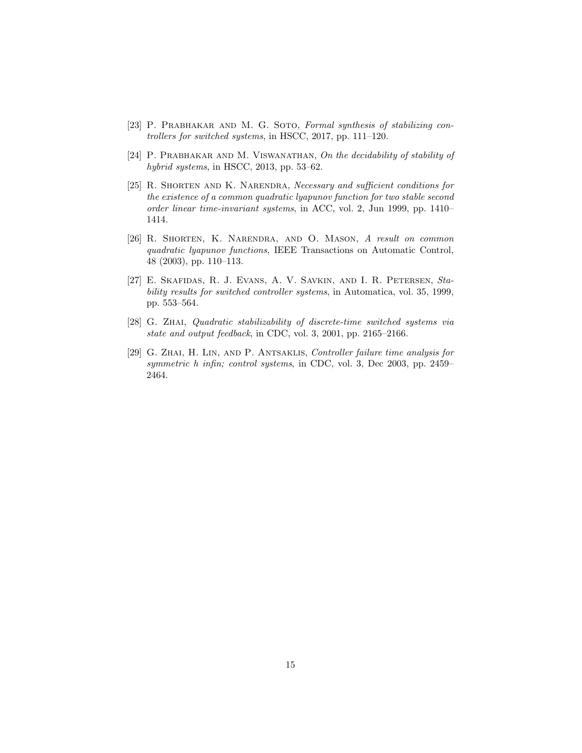[23] P. Prabhakar and M. G. Soto, *Formal synthesis of stabilizing controllers for switched systems*, in HSCC, 2017, pp. 111–120.

[24] P. Prabhakar and M. Viswanathan, *On the decidability of stability of hybrid systems*, in HSCC, 2013, pp. 53–62.

[25] R. Shorten and K. Narendra, *Necessary and sufficient conditions for the existence of a common quadratic lyapunov function for two stable second order linear time-invariant systems*, in ACC, vol. 2, Jun 1999, pp. 1410–1414.

[26] R. Shorten, K. Narendra, and O. Mason, *A result on common quadratic lyapunov functions*, IEEE Transactions on Automatic Control, 48 (2003), pp. 110–113.

[27] E. Skafidas, R. J. Evans, A. V. Savkin, and I. R. Petersen, *Stability results for switched controller systems*, in Automatica, vol. 35, 1999, pp. 553–564.

[28] G. Zhai, *Quadratic stabilizability of discrete-time switched systems via state and output feedback*, in CDC, vol. 3, 2001, pp. 2165–2166.

[29] G. Zhai, H. Lin, and P. Antsaklis, *Controller failure time analysis for symmetric h infin; control systems*, in CDC, vol. 3, Dec 2003, pp. 2459–2464.